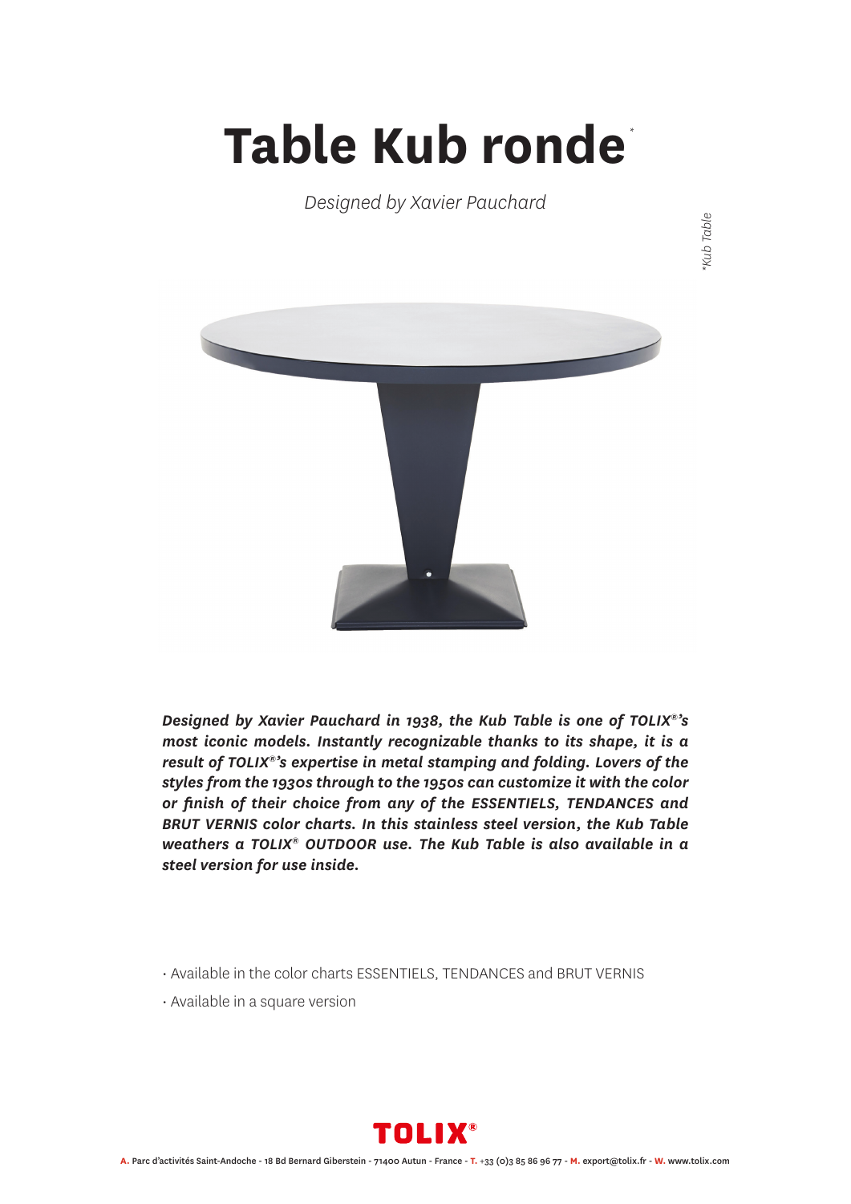# Table Kub ronde*

*Designed by Xavier Pauchard*

*\*Kub Table*

***Designed by Xavier Pauchard in 1938, the Kub Table is one of TOLIX®'s most iconic models. Instantly recognizable thanks to its shape, it is a result of TOLIX®'s expertise in metal stamping and folding. Lovers of the styles from the 1930s through to the 1950s can customize it with the color or finish of their choice from any of the ESSENTIELS, TENDANCES and BRUT VERNIS color charts. In this stainless steel version, the Kub Table weathers a TOLIX® OUTDOOR use. The Kub Table is also available in a steel version for use inside.***

- Available in the color charts ESSENTIELS, TENDANCES and BRUT VERNIS
- Available in a square version

TOLIX®

**A.** Parc d'activités Saint-Andoche - 18 Bd Bernard Giberstein - 71400 Autun - France - **T.** +33 (0)3 85 86 96 77 - **M.** export@tolix.fr - **W.** www.tolix.com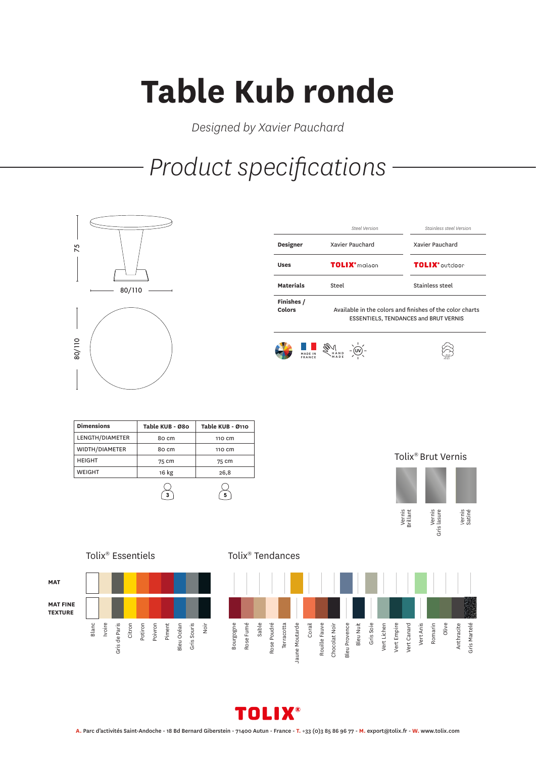# Table Kub ronde

*Designed by Xavier Pauchard*

## *Product specifications*

75

80/110

80/110

| | *Steel Version* | *Stainless steel Version* |
|---|---|---|
| **Designer** | Xavier Pauchard | Xavier Pauchard |
| **Uses** | TOLIX® maison | TOLIX® outdoor |
| **Materials** | Steel | Stainless steel |
| **Finishes / Colors** | Available in the colors and finishes of the color charts ESSENTIELS, TENDANCES and BRUT VERNIS | |

MADE IN FRANCE · HAND MADE · UV

| Dimensions | Table KUB - Ø80 | Table KUB - Ø110 |
|---|---|---|
| LENGTH/DIAMETER | 80 cm | 110 cm |
| WIDTH/DIAMETER | 80 cm | 110 cm |
| HEIGHT | 75 cm | 75 cm |
| WEIGHT | 16 kg | 26,8 |
| | 3 | 5 |

### Tolix® Brut Vernis

Vernis Brillant · Vernis Gris lasure · Vernis Satiné

### Tolix® Essentiels

**MAT**

**MAT FINE TEXTURE**

Blanc · Ivoire · Gris de Paris · Citron · Potiron · Poivron · Piment · Bleu Océan · Gris Souris · Noir

### Tolix® Tendances

Bourgogne · Rose Fumé · Sable · Rose Poudré · Terracotta · Jaune Moutarde · Corail · Rouille Fauve · Chocolat Noir · Bleu Provence · Bleu Nuit · Gris Soie · Vert Lichen · Vert Empire · Vert Canard · Vert Anis · Romarin · Olive · Anthracite · Gris Martelé

**TOLIX®**

**A.** Parc d'activités Saint-Andoche - 18 Bd Bernard Giberstein - 71400 Autun - France - **T.** +33 (0)3 85 86 96 77 - **M.** export@tolix.fr - **W.** www.tolix.com